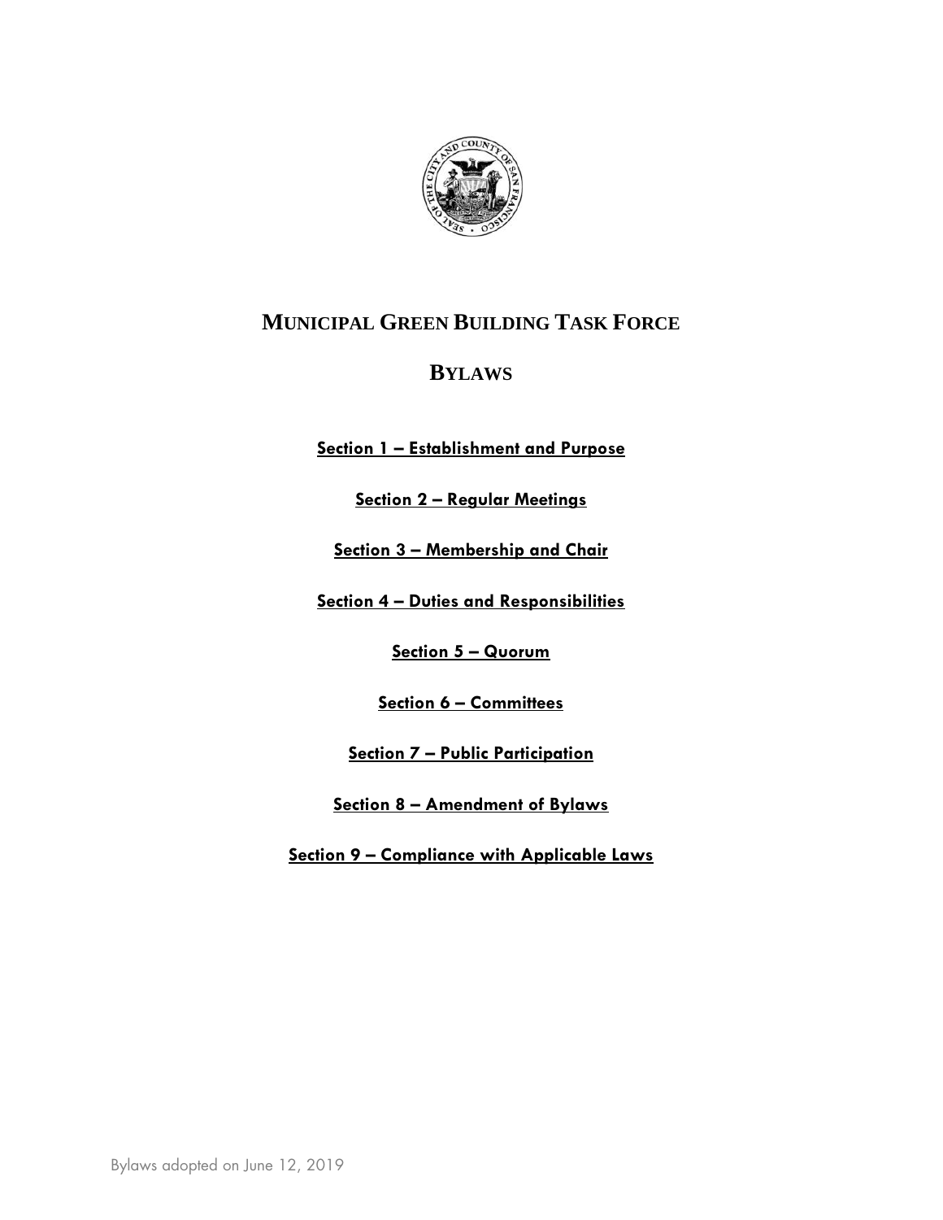# MUNICIPAL GREEN BUILDING TASK FORCE

# BYLAWS

**Section 1 – Establishment and Purpose**

**Section 2 – Regular Meetings**

**Section 3 – Membership and Chair**

**Section 4 – Duties and Responsibilities**

**Section 5 – Quorum**

**Section 6 – Committees**

**Section 7 – Public Participation**

**Section 8 – Amendment of Bylaws**

**Section 9 – Compliance with Applicable Laws**

Bylaws adopted on June 12, 2019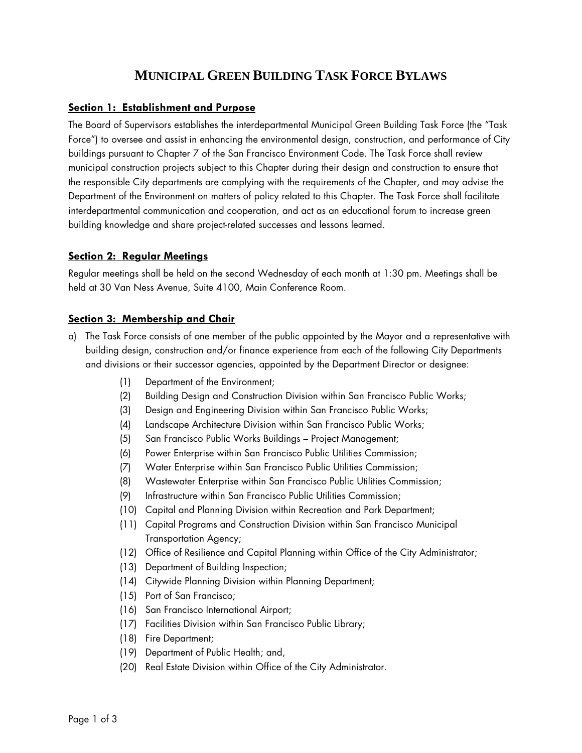# MUNICIPAL GREEN BUILDING TASK FORCE BYLAWS

## Section 1: Establishment and Purpose

The Board of Supervisors establishes the interdepartmental Municipal Green Building Task Force (the "Task Force") to oversee and assist in enhancing the environmental design, construction, and performance of City buildings pursuant to Chapter 7 of the San Francisco Environment Code. The Task Force shall review municipal construction projects subject to this Chapter during their design and construction to ensure that the responsible City departments are complying with the requirements of the Chapter, and may advise the Department of the Environment on matters of policy related to this Chapter. The Task Force shall facilitate interdepartmental communication and cooperation, and act as an educational forum to increase green building knowledge and share project-related successes and lessons learned.

## Section 2: Regular Meetings

Regular meetings shall be held on the second Wednesday of each month at 1:30 pm. Meetings shall be held at 30 Van Ness Avenue, Suite 4100, Main Conference Room.

## Section 3: Membership and Chair

a) The Task Force consists of one member of the public appointed by the Mayor and a representative with building design, construction and/or finance experience from each of the following City Departments and divisions or their successor agencies, appointed by the Department Director or designee:

   (1) Department of the Environment;
   (2) Building Design and Construction Division within San Francisco Public Works;
   (3) Design and Engineering Division within San Francisco Public Works;
   (4) Landscape Architecture Division within San Francisco Public Works;
   (5) San Francisco Public Works Buildings – Project Management;
   (6) Power Enterprise within San Francisco Public Utilities Commission;
   (7) Water Enterprise within San Francisco Public Utilities Commission;
   (8) Wastewater Enterprise within San Francisco Public Utilities Commission;
   (9) Infrastructure within San Francisco Public Utilities Commission;
   (10) Capital and Planning Division within Recreation and Park Department;
   (11) Capital Programs and Construction Division within San Francisco Municipal Transportation Agency;
   (12) Office of Resilience and Capital Planning within Office of the City Administrator;
   (13) Department of Building Inspection;
   (14) Citywide Planning Division within Planning Department;
   (15) Port of San Francisco;
   (16) San Francisco International Airport;
   (17) Facilities Division within San Francisco Public Library;
   (18) Fire Department;
   (19) Department of Public Health; and,
   (20) Real Estate Division within Office of the City Administrator.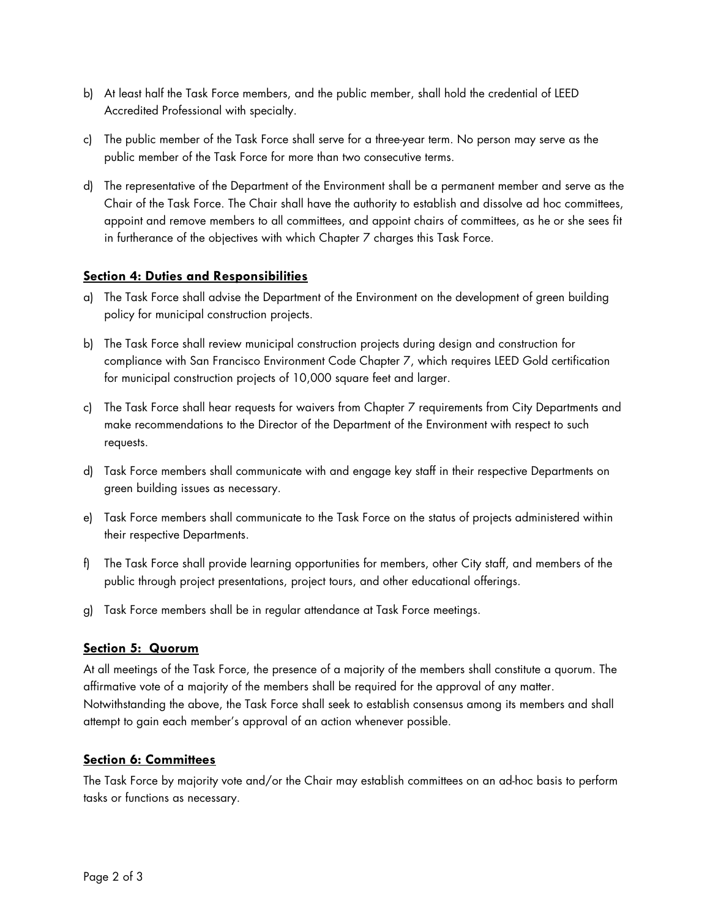b) At least half the Task Force members, and the public member, shall hold the credential of LEED Accredited Professional with specialty.

c) The public member of the Task Force shall serve for a three-year term. No person may serve as the public member of the Task Force for more than two consecutive terms.

d) The representative of the Department of the Environment shall be a permanent member and serve as the Chair of the Task Force. The Chair shall have the authority to establish and dissolve ad hoc committees, appoint and remove members to all committees, and appoint chairs of committees, as he or she sees fit in furtherance of the objectives with which Chapter 7 charges this Task Force.

## Section 4: Duties and Responsibilities

a) The Task Force shall advise the Department of the Environment on the development of green building policy for municipal construction projects.

b) The Task Force shall review municipal construction projects during design and construction for compliance with San Francisco Environment Code Chapter 7, which requires LEED Gold certification for municipal construction projects of 10,000 square feet and larger.

c) The Task Force shall hear requests for waivers from Chapter 7 requirements from City Departments and make recommendations to the Director of the Department of the Environment with respect to such requests.

d) Task Force members shall communicate with and engage key staff in their respective Departments on green building issues as necessary.

e) Task Force members shall communicate to the Task Force on the status of projects administered within their respective Departments.

f) The Task Force shall provide learning opportunities for members, other City staff, and members of the public through project presentations, project tours, and other educational offerings.

g) Task Force members shall be in regular attendance at Task Force meetings.

## Section 5: Quorum

At all meetings of the Task Force, the presence of a majority of the members shall constitute a quorum. The affirmative vote of a majority of the members shall be required for the approval of any matter. Notwithstanding the above, the Task Force shall seek to establish consensus among its members and shall attempt to gain each member's approval of an action whenever possible.

## Section 6: Committees

The Task Force by majority vote and/or the Chair may establish committees on an ad-hoc basis to perform tasks or functions as necessary.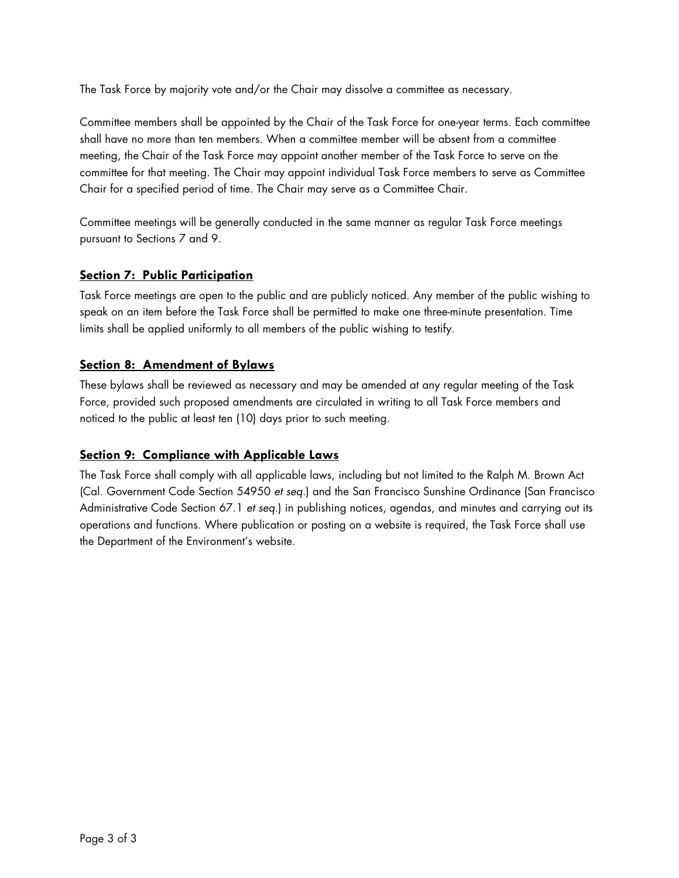The Task Force by majority vote and/or the Chair may dissolve a committee as necessary.

Committee members shall be appointed by the Chair of the Task Force for one-year terms. Each committee shall have no more than ten members. When a committee member will be absent from a committee meeting, the Chair of the Task Force may appoint another member of the Task Force to serve on the committee for that meeting. The Chair may appoint individual Task Force members to serve as Committee Chair for a specified period of time. The Chair may serve as a Committee Chair.

Committee meetings will be generally conducted in the same manner as regular Task Force meetings pursuant to Sections 7 and 9.

## Section 7: Public Participation

Task Force meetings are open to the public and are publicly noticed. Any member of the public wishing to speak on an item before the Task Force shall be permitted to make one three-minute presentation. Time limits shall be applied uniformly to all members of the public wishing to testify.

## Section 8: Amendment of Bylaws

These bylaws shall be reviewed as necessary and may be amended at any regular meeting of the Task Force, provided such proposed amendments are circulated in writing to all Task Force members and noticed to the public at least ten (10) days prior to such meeting.

## Section 9: Compliance with Applicable Laws

The Task Force shall comply with all applicable laws, including but not limited to the Ralph M. Brown Act (Cal. Government Code Section 54950 *et seq.*) and the San Francisco Sunshine Ordinance (San Francisco Administrative Code Section 67.1 *et seq.*) in publishing notices, agendas, and minutes and carrying out its operations and functions. Where publication or posting on a website is required, the Task Force shall use the Department of the Environment's website.